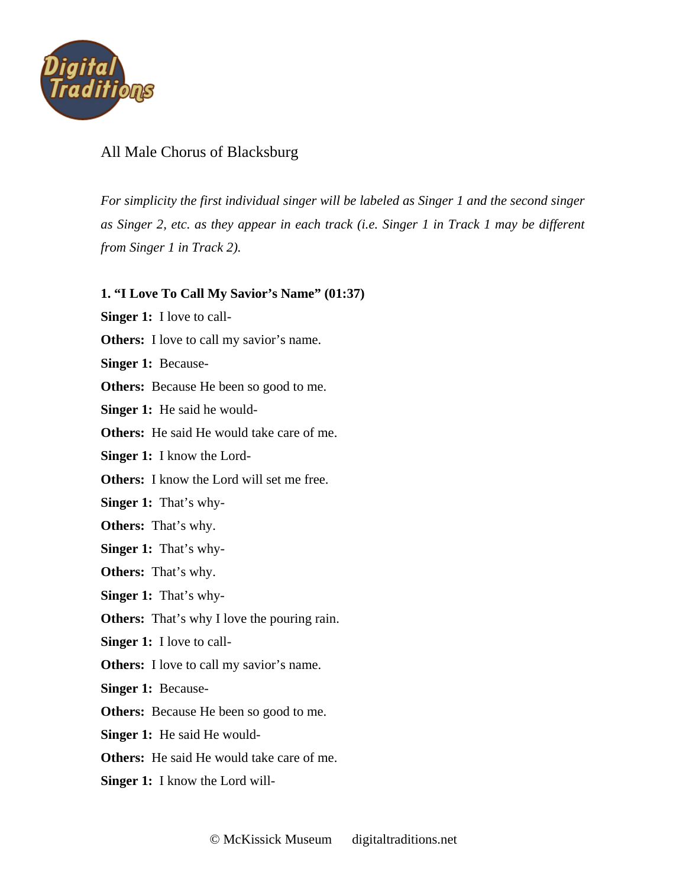# All Male Chorus of Blacksburg

*For simplicity the first individual singer will be labeled as Singer 1 and the second singer as Singer 2, etc. as they appear in each track (i.e. Singer 1 in Track 1 may be different from Singer 1 in Track 2).*

**1. "I Love To Call My Savior's Name" (01:37)**

**Singer 1:** I love to call-

**Others:** I love to call my savior's name.

**Singer 1:** Because-

**Others:** Because He been so good to me.

**Singer 1:** He said he would-

**Others:** He said He would take care of me.

**Singer 1:** I know the Lord-

**Others:** I know the Lord will set me free.

**Singer 1:** That's why-

**Others:** That's why.

**Singer 1:** That's why-

**Others:** That's why.

**Singer 1:** That's why-

**Others:** That's why I love the pouring rain.

**Singer 1:** I love to call-

**Others:** I love to call my savior's name.

**Singer 1:** Because-

**Others:** Because He been so good to me.

**Singer 1:** He said He would-

**Others:** He said He would take care of me.

**Singer 1:** I know the Lord will-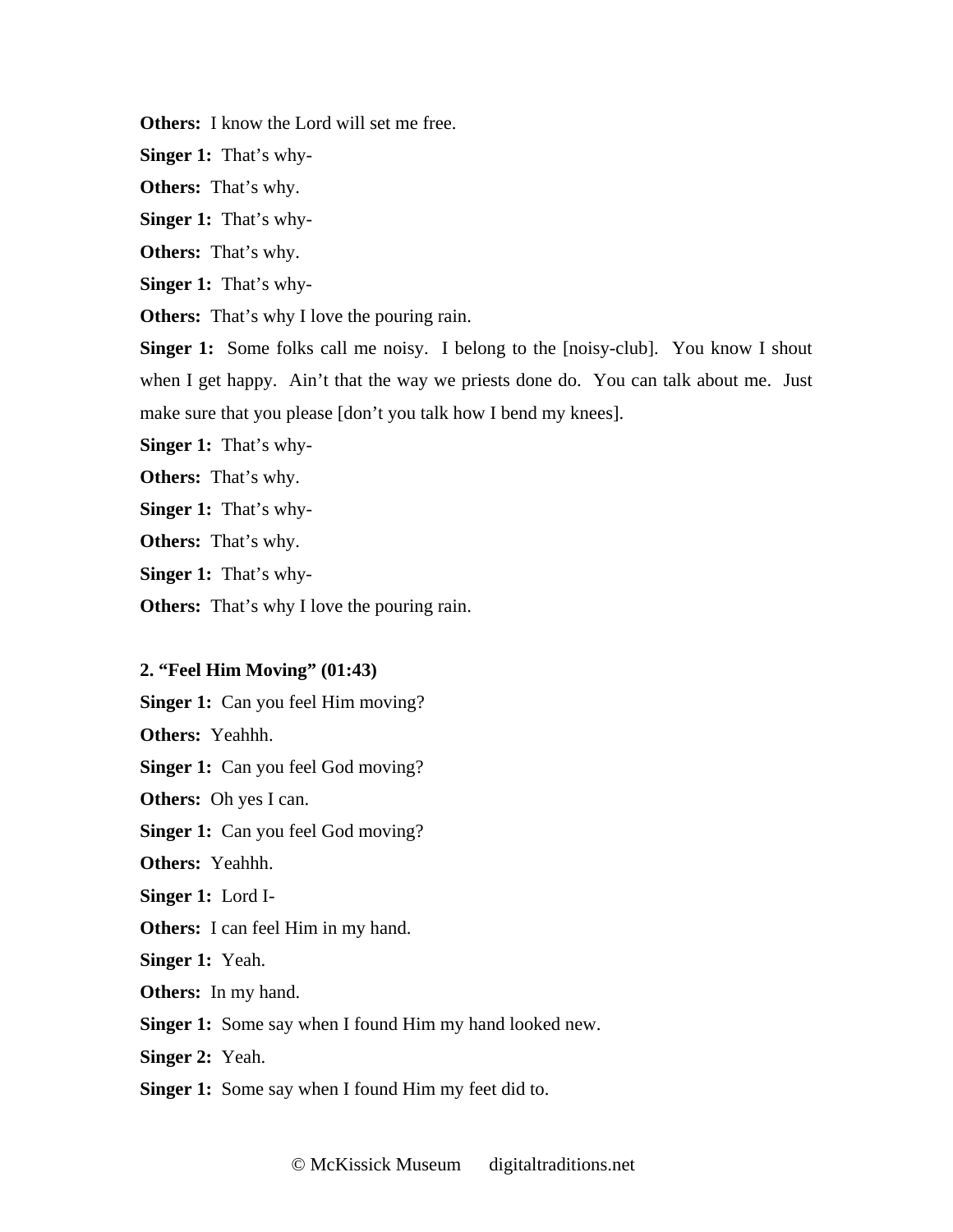**Others:** I know the Lord will set me free.

**Singer 1:** That's why-

**Others:** That's why.

**Singer 1:** That's why-

**Others:** That's why.

**Singer 1:** That's why-

**Others:** That's why I love the pouring rain.

**Singer 1:** Some folks call me noisy. I belong to the [noisy-club]. You know I shout when I get happy. Ain't that the way we priests done do. You can talk about me. Just make sure that you please [don't you talk how I bend my knees].

**Singer 1:** That's why-

**Others:** That's why.

**Singer 1:** That's why-

**Others:** That's why.

**Singer 1:** That's why-

**Others:** That's why I love the pouring rain.

**2. "Feel Him Moving" (01:43)**

**Singer 1:** Can you feel Him moving?

**Others:** Yeahhh.

**Singer 1:** Can you feel God moving?

**Others:** Oh yes I can.

**Singer 1:** Can you feel God moving?

**Others:** Yeahhh.

**Singer 1:** Lord I-

**Others:** I can feel Him in my hand.

**Singer 1:** Yeah.

**Others:** In my hand.

**Singer 1:** Some say when I found Him my hand looked new.

**Singer 2:** Yeah.

**Singer 1:** Some say when I found Him my feet did to.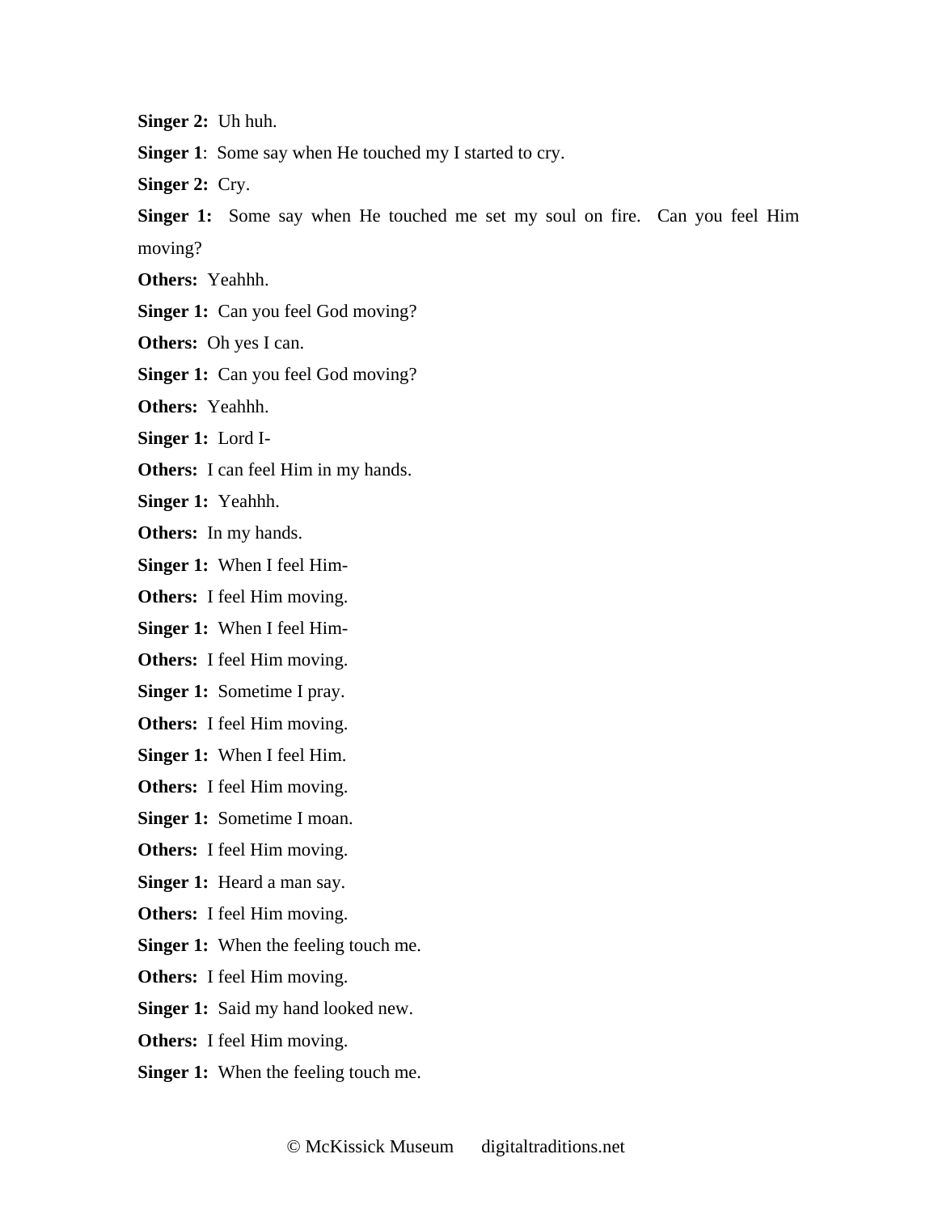**Singer 2:** Uh huh.

**Singer 1**: Some say when He touched my I started to cry.

**Singer 2:** Cry.

**Singer 1:** Some say when He touched me set my soul on fire. Can you feel Him moving?

**Others:** Yeahhh.

**Singer 1:** Can you feel God moving?

**Others:** Oh yes I can.

**Singer 1:** Can you feel God moving?

**Others:** Yeahhh.

**Singer 1:** Lord I-

**Others:** I can feel Him in my hands.

**Singer 1:** Yeahhh.

**Others:** In my hands.

**Singer 1:** When I feel Him-

**Others:** I feel Him moving.

**Singer 1:** When I feel Him-

**Others:** I feel Him moving.

**Singer 1:** Sometime I pray.

**Others:** I feel Him moving.

**Singer 1:** When I feel Him.

**Others:** I feel Him moving.

**Singer 1:** Sometime I moan.

**Others:** I feel Him moving.

**Singer 1:** Heard a man say.

**Others:** I feel Him moving.

**Singer 1:** When the feeling touch me.

**Others:** I feel Him moving.

**Singer 1:** Said my hand looked new.

**Others:** I feel Him moving.

**Singer 1:** When the feeling touch me.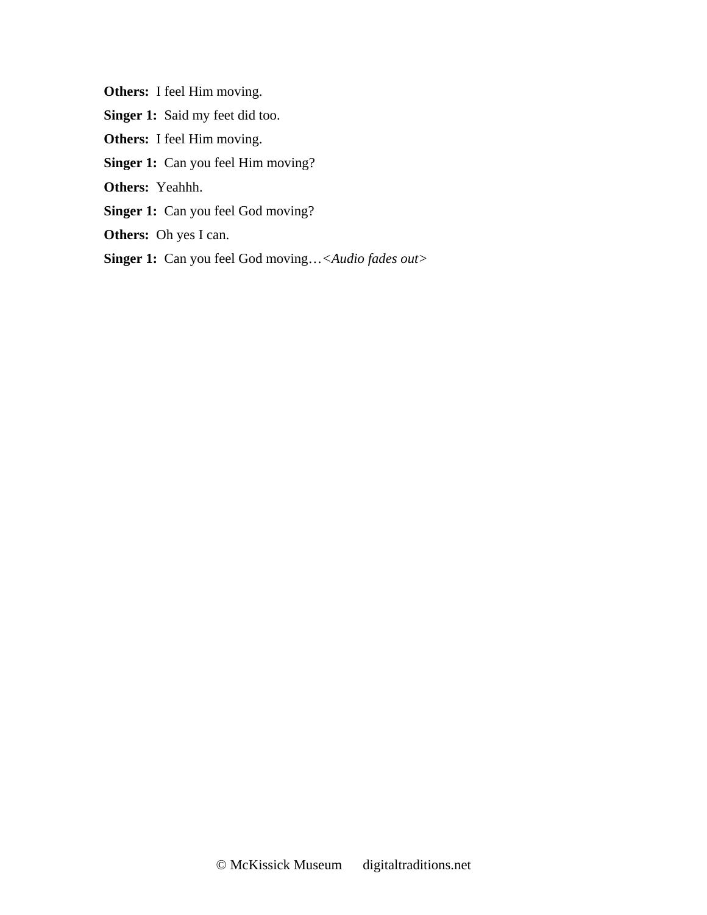**Others:** I feel Him moving.

**Singer 1:** Said my feet did too.

**Others:** I feel Him moving.

**Singer 1:** Can you feel Him moving?

**Others:** Yeahhh.

**Singer 1:** Can you feel God moving?

**Others:** Oh yes I can.

**Singer 1:** Can you feel God moving…*<Audio fades out>*